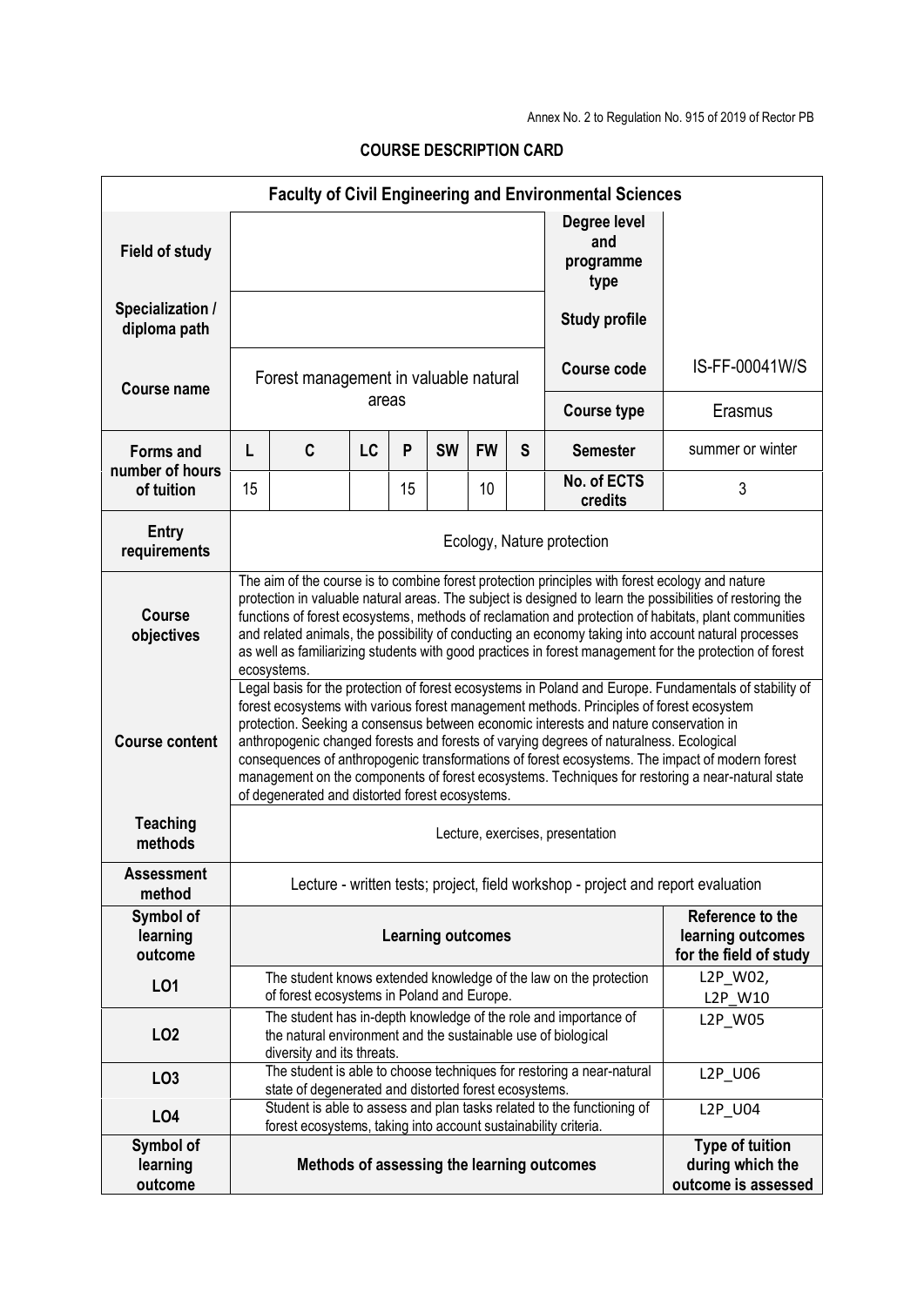Annex No. 2 to Regulation No. 915 of 2019 of Rector PB

## COURSE DESCRIPTION CARD

| **Faculty of Civil Engineering and Environmental Sciences** | | | | | | | | | |
|---|---|---|---|---|---|---|---|---|---|
| **Field of study** | | | | | | | | **Degree level and programme type** | |
| **Specialization / diploma path** | | | | | | | | **Study profile** | |
| **Course name** | Forest management in valuable natural areas | | | | | | | **Course code** | IS-FF-00041W/S |
| | | | | | | | | **Course type** | Erasmus |
| **Forms and number of hours of tuition** | **L** | **C** | **LC** | **P** | **SW** | **FW** | **S** | **Semester** | summer or winter |
| | 15 | | | 15 | | 10 | | **No. of ECTS credits** | 3 |
| **Entry requirements** | Ecology, Nature protection | | | | | | | | |
| **Course objectives** | The aim of the course is to combine forest protection principles with forest ecology and nature protection in valuable natural areas. The subject is designed to learn the possibilities of restoring the functions of forest ecosystems, methods of reclamation and protection of habitats, plant communities and related animals, the possibility of conducting an economy taking into account natural processes as well as familiarizing students with good practices in forest management for the protection of forest ecosystems. | | | | | | | | |
| **Course content** | Legal basis for the protection of forest ecosystems in Poland and Europe. Fundamentals of stability of forest ecosystems with various forest management methods. Principles of forest ecosystem protection. Seeking a consensus between economic interests and nature conservation in anthropogenic changed forests and forests of varying degrees of naturalness. Ecological consequences of anthropogenic transformations of forest ecosystems. The impact of modern forest management on the components of forest ecosystems. Techniques for restoring a near-natural state of degenerated and distorted forest ecosystems. | | | | | | | | |
| **Teaching methods** | Lecture, exercises, presentation | | | | | | | | |
| **Assessment method** | Lecture - written tests; project, field workshop - project and report evaluation | | | | | | | | |
| **Symbol of learning outcome** | **Learning outcomes** | | | | | | | | **Reference to the learning outcomes for the field of study** |
| **LO1** | The student knows extended knowledge of the law on the protection of forest ecosystems in Poland and Europe. | | | | | | | | L2P_W02, L2P_W10 |
| **LO2** | The student has in-depth knowledge of the role and importance of the natural environment and the sustainable use of biological diversity and its threats. | | | | | | | | L2P_W05 |
| **LO3** | The student is able to choose techniques for restoring a near-natural state of degenerated and distorted forest ecosystems. | | | | | | | | L2P_U06 |
| **LO4** | Student is able to assess and plan tasks related to the functioning of forest ecosystems, taking into account sustainability criteria. | | | | | | | | L2P_U04 |
| **Symbol of learning outcome** | **Methods of assessing the learning outcomes** | | | | | | | | **Type of tuition during which the outcome is assessed** |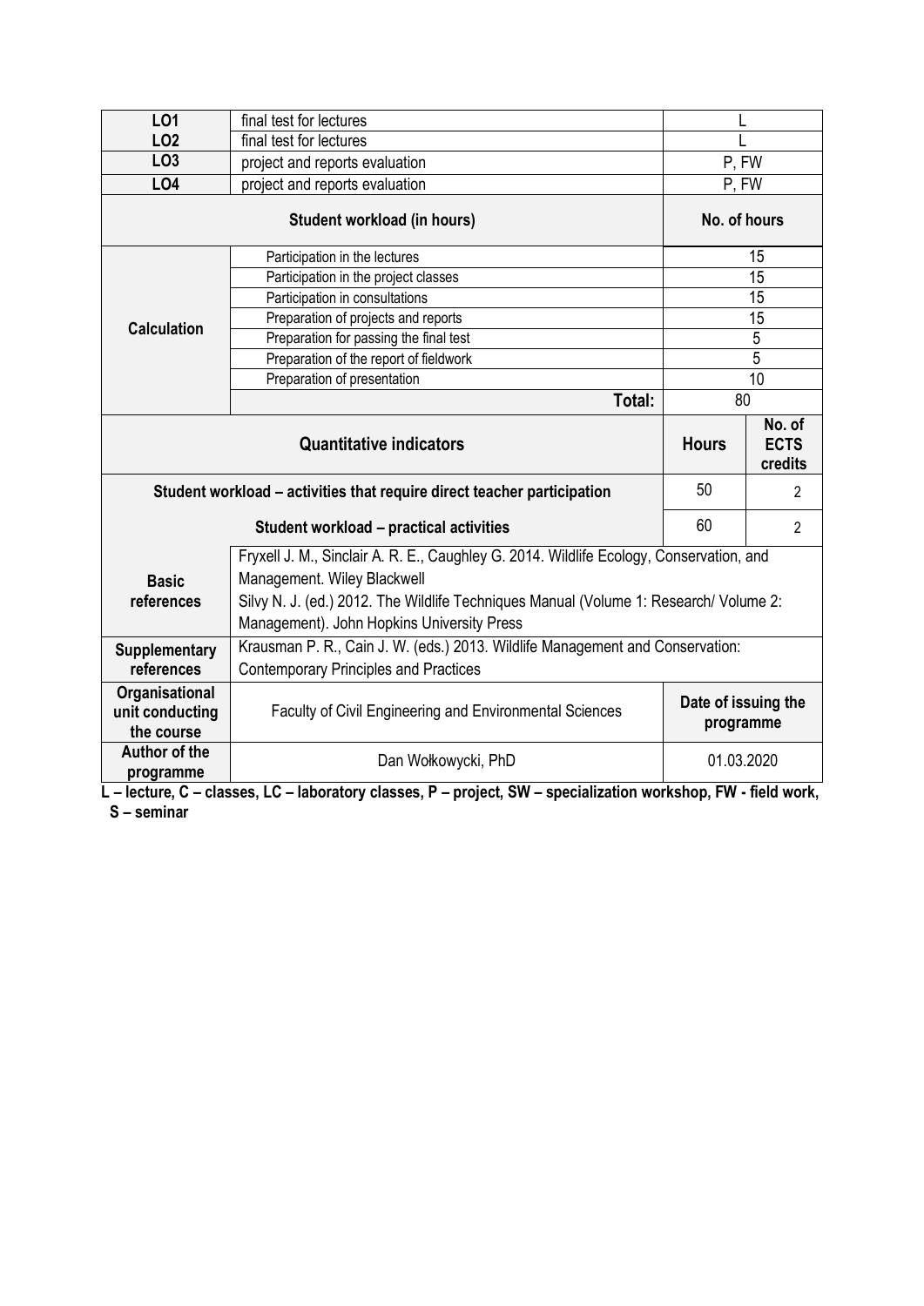| | | | |
|---|---|---|---|
| **LO1** | final test for lectures | L | |
| **LO2** | final test for lectures | L | |
| **LO3** | project and reports evaluation | P, FW | |
| **LO4** | project and reports evaluation | P, FW | |
| **Student workload (in hours)** | | **No. of hours** | |
| **Calculation** | Participation in the lectures | 15 | |
| | Participation in the project classes | 15 | |
| | Participation in consultations | 15 | |
| | Preparation of projects and reports | 15 | |
| | Preparation for passing the final test | 5 | |
| | Preparation of the report of fieldwork | 5 | |
| | Preparation of presentation | 10 | |
| | **Total:** | 80 | |
| **Quantitative indicators** | | **Hours** | **No. of ECTS credits** |
| **Student workload – activities that require direct teacher participation** | | 50 | 2 |
| **Student workload – practical activities** | | 60 | 2 |
| **Basic references** | Fryxell J. M., Sinclair A. R. E., Caughley G. 2014. Wildlife Ecology, Conservation, and Management. Wiley Blackwell<br>Silvy N. J. (ed.) 2012. The Wildlife Techniques Manual (Volume 1: Research/ Volume 2: Management). John Hopkins University Press | | |
| **Supplementary references** | Krausman P. R., Cain J. W. (eds.) 2013. Wildlife Management and Conservation: Contemporary Principles and Practices | | |
| **Organisational unit conducting the course** | Faculty of Civil Engineering and Environmental Sciences | **Date of issuing the programme** | |
| **Author of the programme** | Dan Wołkowycki, PhD | 01.03.2020 | |

**L – lecture, C – classes, LC – laboratory classes, P – project, SW – specialization workshop, FW - field work, S – seminar**